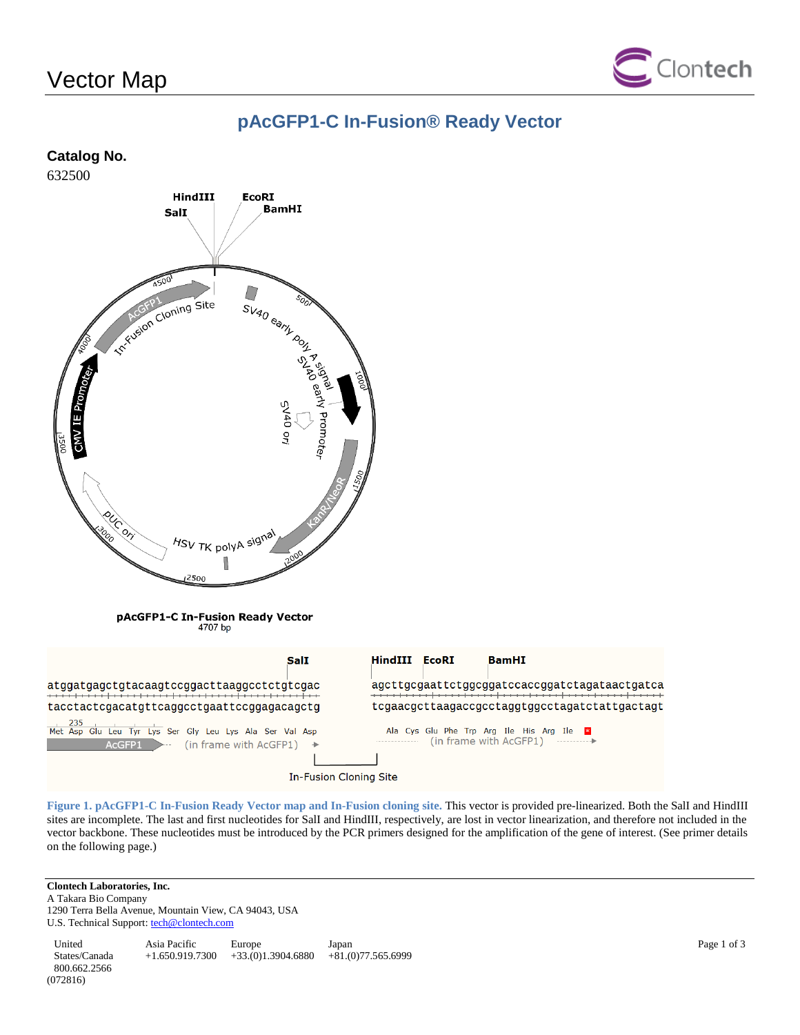# Vector Map

## pAcGFP1-C In-Fusion® Ready Vector

**Catalog No.**
632500

**Figure 1. pAcGFP1-C In-Fusion Ready Vector map and In-Fusion cloning site.** This vector is provided pre-linearized. Both the SalI and HindIII sites are incomplete. The last and first nucleotides for SalI and HindIII, respectively, are lost in vector linearization, and therefore not included in the vector backbone. These nucleotides must be introduced by the PCR primers designed for the amplification of the gene of interest. (See primer details on the following page.)

**Clontech Laboratories, Inc.**
A Takara Bio Company
1290 Terra Bella Avenue, Mountain View, CA 94043, USA
U.S. Technical Support: tech@clontech.com

| United States/Canada | Asia Pacific | Europe | Japan |
|---|---|---|---|
| 800.662.2566 | +1.650.919.7300 | +33.(0)1.3904.6880 | +81.(0)77.565.6999 |

(072816)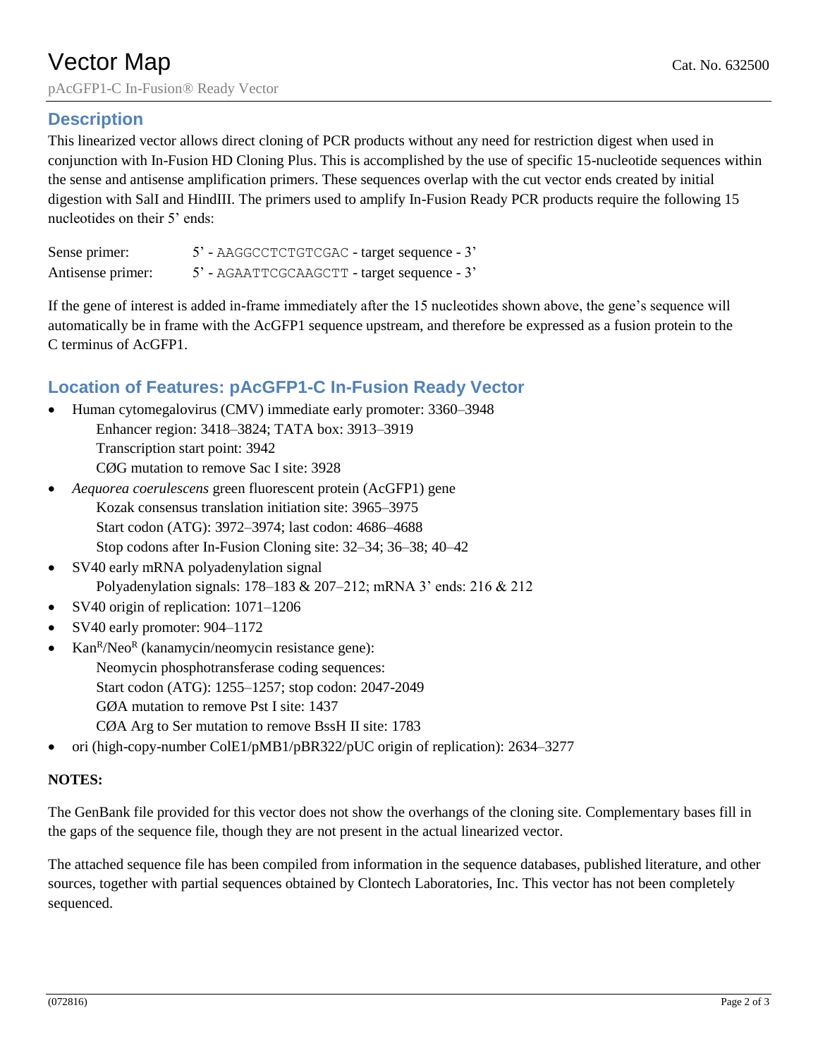# Vector Map

Cat. No. 632500

pAcGFP1-C In-Fusion® Ready Vector

## Description

This linearized vector allows direct cloning of PCR products without any need for restriction digest when used in conjunction with In-Fusion HD Cloning Plus. This is accomplished by the use of specific 15-nucleotide sequences within the sense and antisense amplification primers. These sequences overlap with the cut vector ends created by initial digestion with SalI and HindIII. The primers used to amplify In-Fusion Ready PCR products require the following 15 nucleotides on their 5' ends:

Sense primer: 5' - `AAGGCCTCTGTCGAC` - target sequence - 3'
Antisense primer: 5' - `AGAATTCGCAAGCTT` - target sequence - 3'

If the gene of interest is added in-frame immediately after the 15 nucleotides shown above, the gene's sequence will automatically be in frame with the AcGFP1 sequence upstream, and therefore be expressed as a fusion protein to the C terminus of AcGFP1.

## Location of Features: pAcGFP1-C In-Fusion Ready Vector

- Human cytomegalovirus (CMV) immediate early promoter: 3360–3948
  - Enhancer region: 3418–3824; TATA box: 3913–3919
  - Transcription start point: 3942
  - CØG mutation to remove Sac I site: 3928
- *Aequorea coerulescens* green fluorescent protein (AcGFP1) gene
  - Kozak consensus translation initiation site: 3965–3975
  - Start codon (ATG): 3972–3974; last codon: 4686–4688
  - Stop codons after In-Fusion Cloning site: 32–34; 36–38; 40–42
- SV40 early mRNA polyadenylation signal
  - Polyadenylation signals: 178–183 & 207–212; mRNA 3' ends: 216 & 212
- SV40 origin of replication: 1071–1206
- SV40 early promoter: 904–1172
- $Kan^R/Neo^R$ (kanamycin/neomycin resistance gene):
  - Neomycin phosphotransferase coding sequences:
  - Start codon (ATG): 1255–1257; stop codon: 2047-2049
  - GØA mutation to remove Pst I site: 1437
  - CØA Arg to Ser mutation to remove BssH II site: 1783
- ori (high-copy-number ColE1/pMB1/pBR322/pUC origin of replication): 2634–3277

**NOTES:**

The GenBank file provided for this vector does not show the overhangs of the cloning site. Complementary bases fill in the gaps of the sequence file, though they are not present in the actual linearized vector.

The attached sequence file has been compiled from information in the sequence databases, published literature, and other sources, together with partial sequences obtained by Clontech Laboratories, Inc. This vector has not been completely sequenced.

(072816)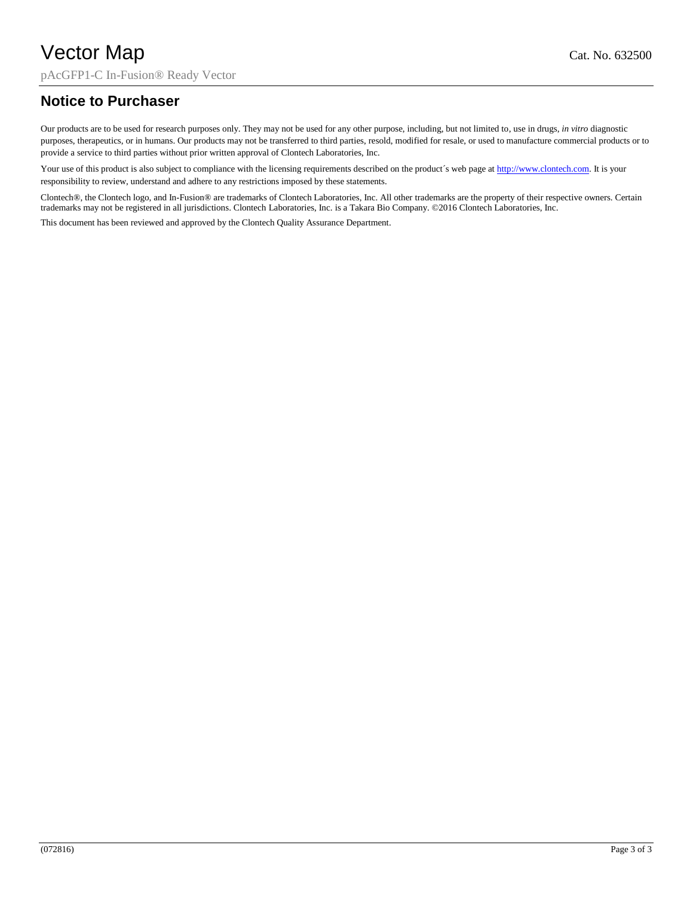## Notice to Purchaser

Our products are to be used for research purposes only. They may not be used for any other purpose, including, but not limited to, use in drugs, *in vitro* diagnostic purposes, therapeutics, or in humans. Our products may not be transferred to third parties, resold, modified for resale, or used to manufacture commercial products or to provide a service to third parties without prior written approval of Clontech Laboratories, Inc.

Your use of this product is also subject to compliance with the licensing requirements described on the product´s web page at http://www.clontech.com. It is your responsibility to review, understand and adhere to any restrictions imposed by these statements.

Clontech®, the Clontech logo, and In-Fusion® are trademarks of Clontech Laboratories, Inc. All other trademarks are the property of their respective owners. Certain trademarks may not be registered in all jurisdictions. Clontech Laboratories, Inc. is a Takara Bio Company. ©2016 Clontech Laboratories, Inc.

This document has been reviewed and approved by the Clontech Quality Assurance Department.